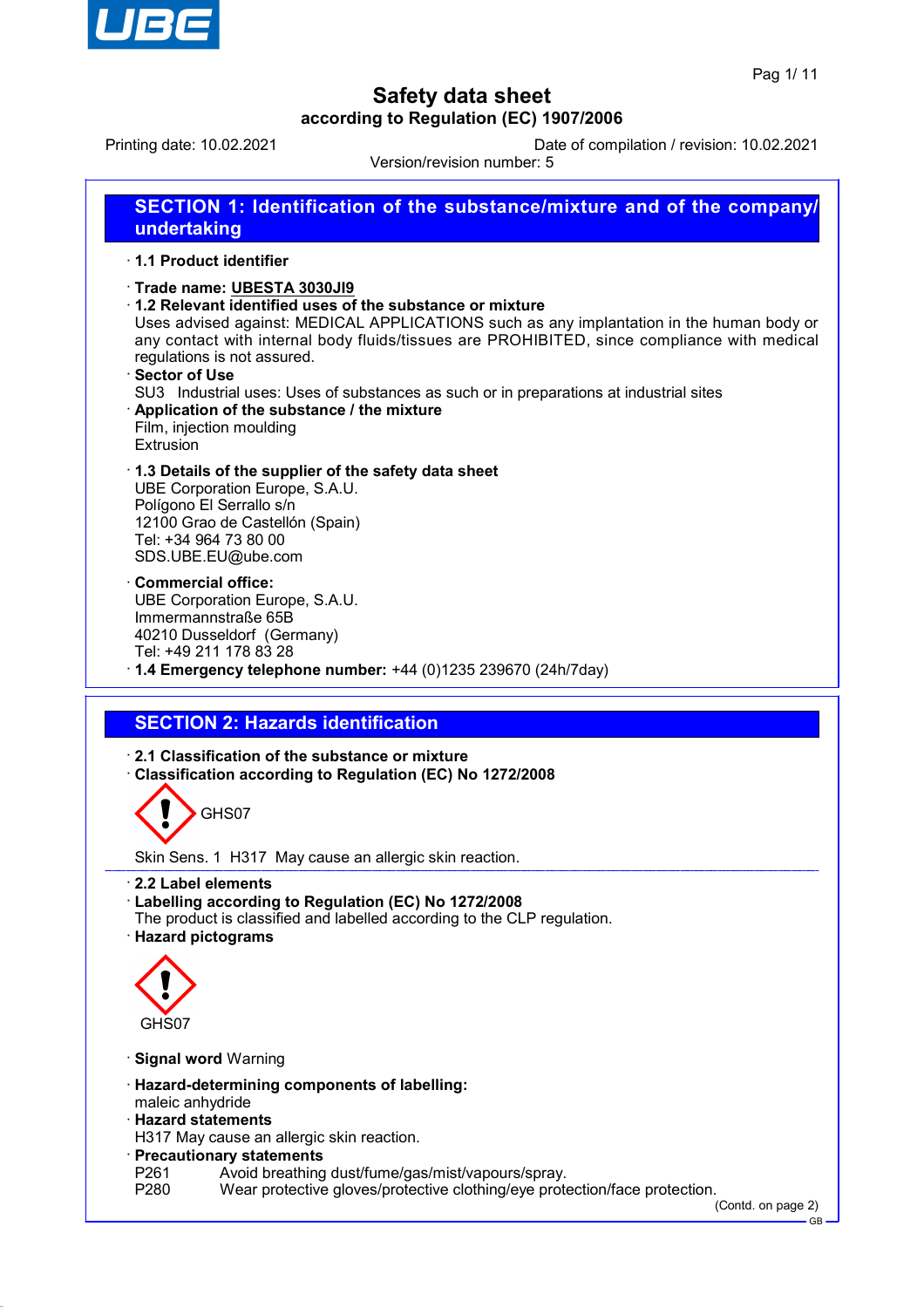# Safety data sheet

**according to Regulation (EC) 1907/2006**

Printing date: 10.02.2021 Date of compilation / revision: 10.02.2021

Version/revision number: 5

## SECTION 1: Identification of the substance/mixture and of the company/ undertaking

· **1.1 Product identifier**

· **Trade name: UBESTA 3030JI9**

· **1.2 Relevant identified uses of the substance or mixture**

Uses advised against: MEDICAL APPLICATIONS such as any implantation in the human body or any contact with internal body fluids/tissues are PROHIBITED, since compliance with medical regulations is not assured.

· **Sector of Use**

SU3 Industrial uses: Uses of substances as such or in preparations at industrial sites

· **Application of the substance / the mixture**

Film, injection moulding

Extrusion

· **1.3 Details of the supplier of the safety data sheet**

UBE Corporation Europe, S.A.U.

Polígono El Serrallo s/n

12100 Grao de Castellón (Spain)

Tel: +34 964 73 80 00

SDS.UBE.EU@ube.com

· **Commercial office:**

UBE Corporation Europe, S.A.U.

Immermannstraße 65B

40210 Dusseldorf (Germany)

Tel: +49 211 178 83 28

· **1.4 Emergency telephone number:** +44 (0)1235 239670 (24h/7day)

## SECTION 2: Hazards identification

· **2.1 Classification of the substance or mixture**

· **Classification according to Regulation (EC) No 1272/2008**

GHS07

Skin Sens. 1 H317 May cause an allergic skin reaction.

· **2.2 Label elements**

· **Labelling according to Regulation (EC) No 1272/2008**

The product is classified and labelled according to the CLP regulation.

· **Hazard pictograms**

GHS07

· **Signal word** Warning

· **Hazard-determining components of labelling:**

maleic anhydride

· **Hazard statements**

H317 May cause an allergic skin reaction.

· **Precautionary statements**

P261 Avoid breathing dust/fume/gas/mist/vapours/spray.

P280 Wear protective gloves/protective clothing/eye protection/face protection.

(Contd. on page 2)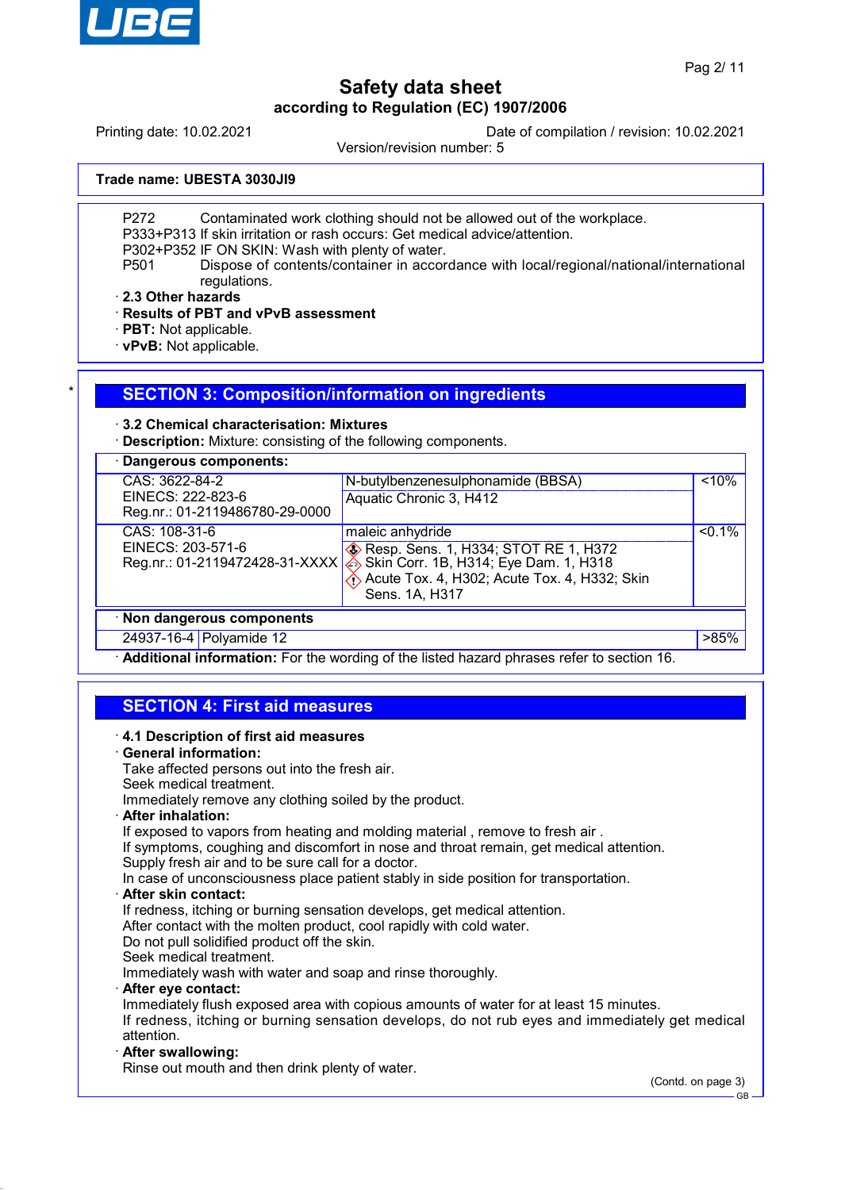P272 Contaminated work clothing should not be allowed out of the workplace.
P333+P313 If skin irritation or rash occurs: Get medical advice/attention.
P302+P352 IF ON SKIN: Wash with plenty of water.
P501 Dispose of contents/container in accordance with local/regional/national/international regulations.

· **2.3 Other hazards**
· **Results of PBT and vPvB assessment**
· **PBT:** Not applicable.
· **vPvB:** Not applicable.

## SECTION 3: Composition/information on ingredients

· **3.2 Chemical characterisation: Mixtures**
· **Description:** Mixture: consisting of the following components.

| · **Dangerous components:** | | |
|---|---|---|
| CAS: 3622-84-2<br>EINECS: 222-823-6<br>Reg.nr.: 01-2119486780-29-0000 | N-butylbenzenesulphonamide (BBSA)<br>Aquatic Chronic 3, H412 | <10% |
| CAS: 108-31-6<br>EINECS: 203-571-6<br>Reg.nr.: 01-2119472428-31-XXXX | maleic anhydride<br>Resp. Sens. 1, H334; STOT RE 1, H372<br>Skin Corr. 1B, H314; Eye Dam. 1, H318<br>Acute Tox. 4, H302; Acute Tox. 4, H332; Skin Sens. 1A, H317 | <0.1% |

| · **Non dangerous components** | | |
|---|---|---|
| 24937-16-4 | Polyamide 12 | >85% |

· **Additional information:** For the wording of the listed hazard phrases refer to section 16.

## SECTION 4: First aid measures

· **4.1 Description of first aid measures**
· **General information:**
Take affected persons out into the fresh air.
Seek medical treatment.
Immediately remove any clothing soiled by the product.
· **After inhalation:**
If exposed to vapors from heating and molding material , remove to fresh air .
If symptoms, coughing and discomfort in nose and throat remain, get medical attention.
Supply fresh air and to be sure call for a doctor.
In case of unconsciousness place patient stably in side position for transportation.
· **After skin contact:**
If redness, itching or burning sensation develops, get medical attention.
After contact with the molten product, cool rapidly with cold water.
Do not pull solidified product off the skin.
Seek medical treatment.
Immediately wash with water and soap and rinse thoroughly.
· **After eye contact:**
Immediately flush exposed area with copious amounts of water for at least 15 minutes.
If redness, itching or burning sensation develops, do not rub eyes and immediately get medical attention.
· **After swallowing:**
Rinse out mouth and then drink plenty of water.

(Contd. on page 3)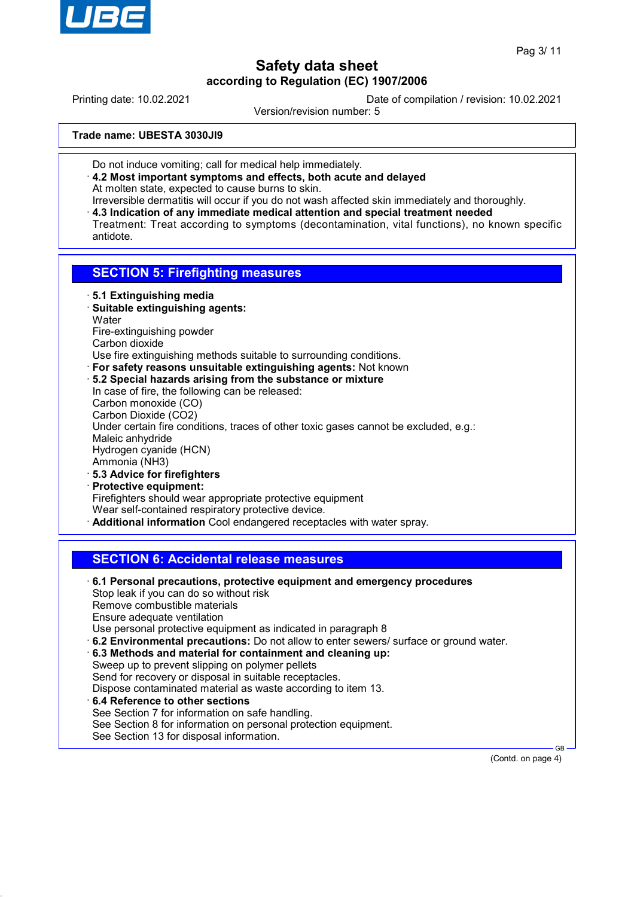**Trade name: UBESTA 3030JI9**

Do not induce vomiting; call for medical help immediately.

· **4.2 Most important symptoms and effects, both acute and delayed**
At molten state, expected to cause burns to skin.
Irreversible dermatitis will occur if you do not wash affected skin immediately and thoroughly.

· **4.3 Indication of any immediate medical attention and special treatment needed**
Treatment: Treat according to symptoms (decontamination, vital functions), no known specific antidote.

## SECTION 5: Firefighting measures

· **5.1 Extinguishing media**
· **Suitable extinguishing agents:**
Water
Fire-extinguishing powder
Carbon dioxide
Use fire extinguishing methods suitable to surrounding conditions.
· **For safety reasons unsuitable extinguishing agents:** Not known
· **5.2 Special hazards arising from the substance or mixture**
In case of fire, the following can be released:
Carbon monoxide (CO)
Carbon Dioxide ($CO_2$)
Under certain fire conditions, traces of other toxic gases cannot be excluded, e.g.:
Maleic anhydride
Hydrogen cyanide (HCN)
Ammonia ($NH_3$)
· **5.3 Advice for firefighters**
· **Protective equipment:**
Firefighters should wear appropriate protective equipment
Wear self-contained respiratory protective device.
· **Additional information** Cool endangered receptacles with water spray.

## SECTION 6: Accidental release measures

· **6.1 Personal precautions, protective equipment and emergency procedures**
Stop leak if you can do so without risk
Remove combustible materials
Ensure adequate ventilation
Use personal protective equipment as indicated in paragraph 8
· **6.2 Environmental precautions:** Do not allow to enter sewers/ surface or ground water.
· **6.3 Methods and material for containment and cleaning up:**
Sweep up to prevent slipping on polymer pellets
Send for recovery or disposal in suitable receptacles.
Dispose contaminated material as waste according to item 13.
· **6.4 Reference to other sections**
See Section 7 for information on safe handling.
See Section 8 for information on personal protection equipment.
See Section 13 for disposal information.

(Contd. on page 4)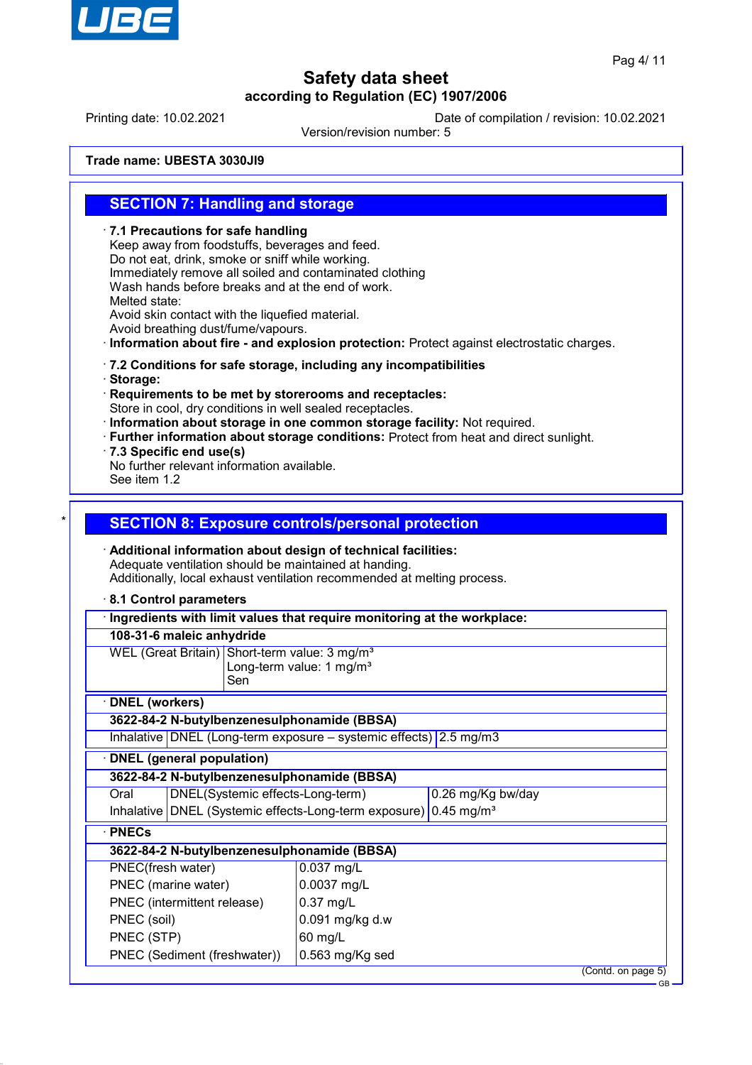**Trade name: UBESTA 3030JI9**

## SECTION 7: Handling and storage

· **7.1 Precautions for safe handling**
Keep away from foodstuffs, beverages and feed.
Do not eat, drink, smoke or sniff while working.
Immediately remove all soiled and contaminated clothing
Wash hands before breaks and at the end of work.
Melted state:
Avoid skin contact with the liquefied material.
Avoid breathing dust/fume/vapours.
· **Information about fire - and explosion protection:** Protect against electrostatic charges.

· **7.2 Conditions for safe storage, including any incompatibilities**
· **Storage:**
· **Requirements to be met by storerooms and receptacles:**
Store in cool, dry conditions in well sealed receptacles.
· **Information about storage in one common storage facility:** Not required.
· **Further information about storage conditions:** Protect from heat and direct sunlight.
· **7.3 Specific end use(s)**
No further relevant information available.
See item 1.2

\*

## SECTION 8: Exposure controls/personal protection

· **Additional information about design of technical facilities:**
Adequate ventilation should be maintained at handing.
Additionally, local exhaust ventilation recommended at melting process.

· **8.1 Control parameters**

| · **Ingredients with limit values that require monitoring at the workplace:** | |
|---|---|
| **108-31-6 maleic anhydride** | |
| WEL (Great Britain) | Short-term value: 3 mg/m³<br>Long-term value: 1 mg/m³<br>Sen |

| · **DNEL (workers)** | | |
|---|---|---|
| **3622-84-2 N-butylbenzenesulphonamide (BBSA)** | | |
| Inhalative | DNEL (Long-term exposure – systemic effects) | 2.5 mg/m3 |

| · **DNEL (general population)** | | |
|---|---|---|
| **3622-84-2 N-butylbenzenesulphonamide (BBSA)** | | |
| Oral | DNEL(Systemic effects-Long-term) | 0.26 mg/Kg bw/day |
| Inhalative | DNEL (Systemic effects-Long-term exposure) | 0.45 mg/m³ |

| · **PNECs** | |
|---|---|
| **3622-84-2 N-butylbenzenesulphonamide (BBSA)** | |
| PNEC(fresh water) | 0.037 mg/L |
| PNEC (marine water) | 0.0037 mg/L |
| PNEC (intermittent release) | 0.37 mg/L |
| PNEC (soil) | 0.091 mg/kg d.w |
| PNEC (STP) | 60 mg/L |
| PNEC (Sediment (freshwater)) | 0.563 mg/Kg sed |

(Contd. on page 5)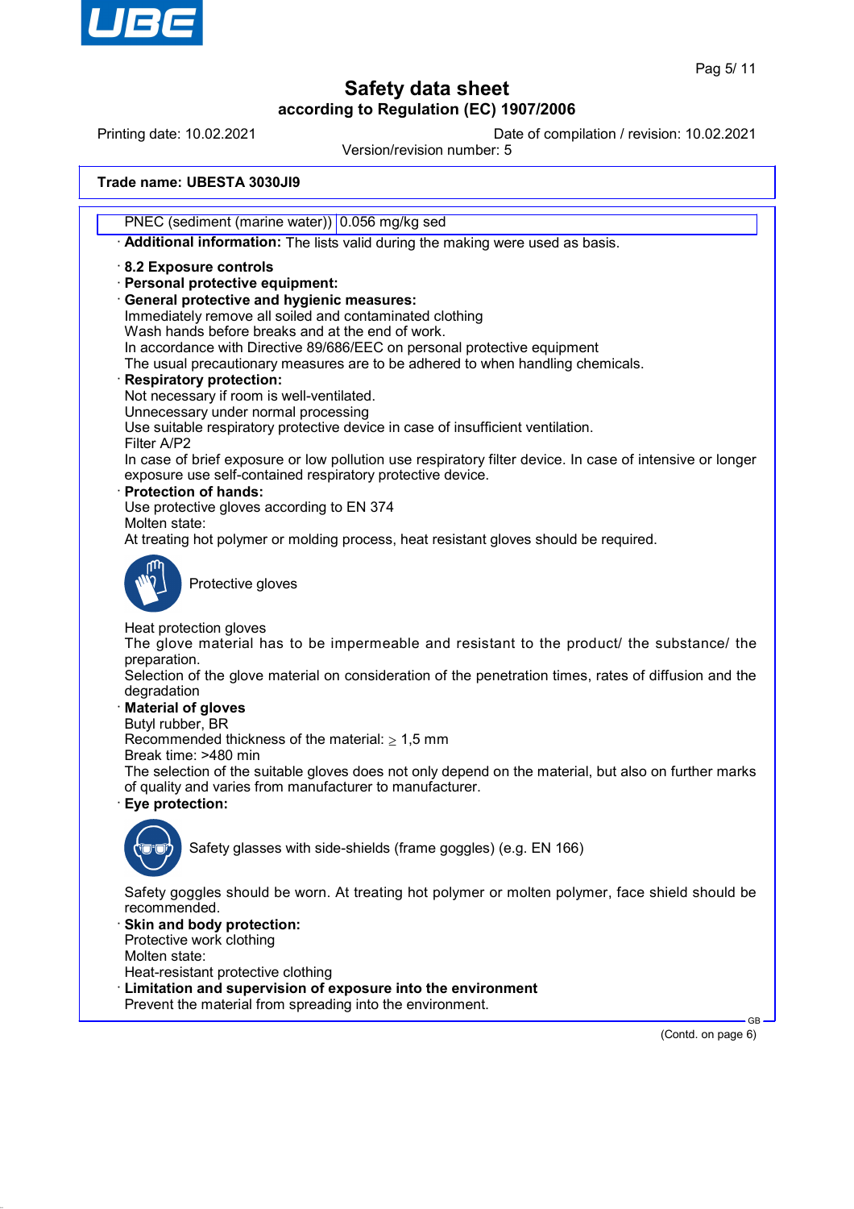Trade name: UBESTA 3030JI9

| PNEC (sediment (marine water)) | 0.056 mg/kg sed |
|---|---|

· **Additional information:** The lists valid during the making were used as basis.

· **8.2 Exposure controls**

· **Personal protective equipment:**

· **General protective and hygienic measures:**
Immediately remove all soiled and contaminated clothing
Wash hands before breaks and at the end of work.
In accordance with Directive 89/686/EEC on personal protective equipment
The usual precautionary measures are to be adhered to when handling chemicals.

· **Respiratory protection:**
Not necessary if room is well-ventilated.
Unnecessary under normal processing
Use suitable respiratory protective device in case of insufficient ventilation.
Filter A/P2
In case of brief exposure or low pollution use respiratory filter device. In case of intensive or longer exposure use self-contained respiratory protective device.

· **Protection of hands:**
Use protective gloves according to EN 374
Molten state:
At treating hot polymer or molding process, heat resistant gloves should be required.

Protective gloves

Heat protection gloves
The glove material has to be impermeable and resistant to the product/ the substance/ the preparation.
Selection of the glove material on consideration of the penetration times, rates of diffusion and the degradation

· **Material of gloves**
Butyl rubber, BR
Recommended thickness of the material: $\geq$ 1,5 mm
Break time: >480 min
The selection of the suitable gloves does not only depend on the material, but also on further marks of quality and varies from manufacturer to manufacturer.

· **Eye protection:**

Safety glasses with side-shields (frame goggles) (e.g. EN 166)

Safety goggles should be worn. At treating hot polymer or molten polymer, face shield should be recommended.

· **Skin and body protection:**
Protective work clothing
Molten state:
Heat-resistant protective clothing

· **Limitation and supervision of exposure into the environment**
Prevent the material from spreading into the environment.

(Contd. on page 6)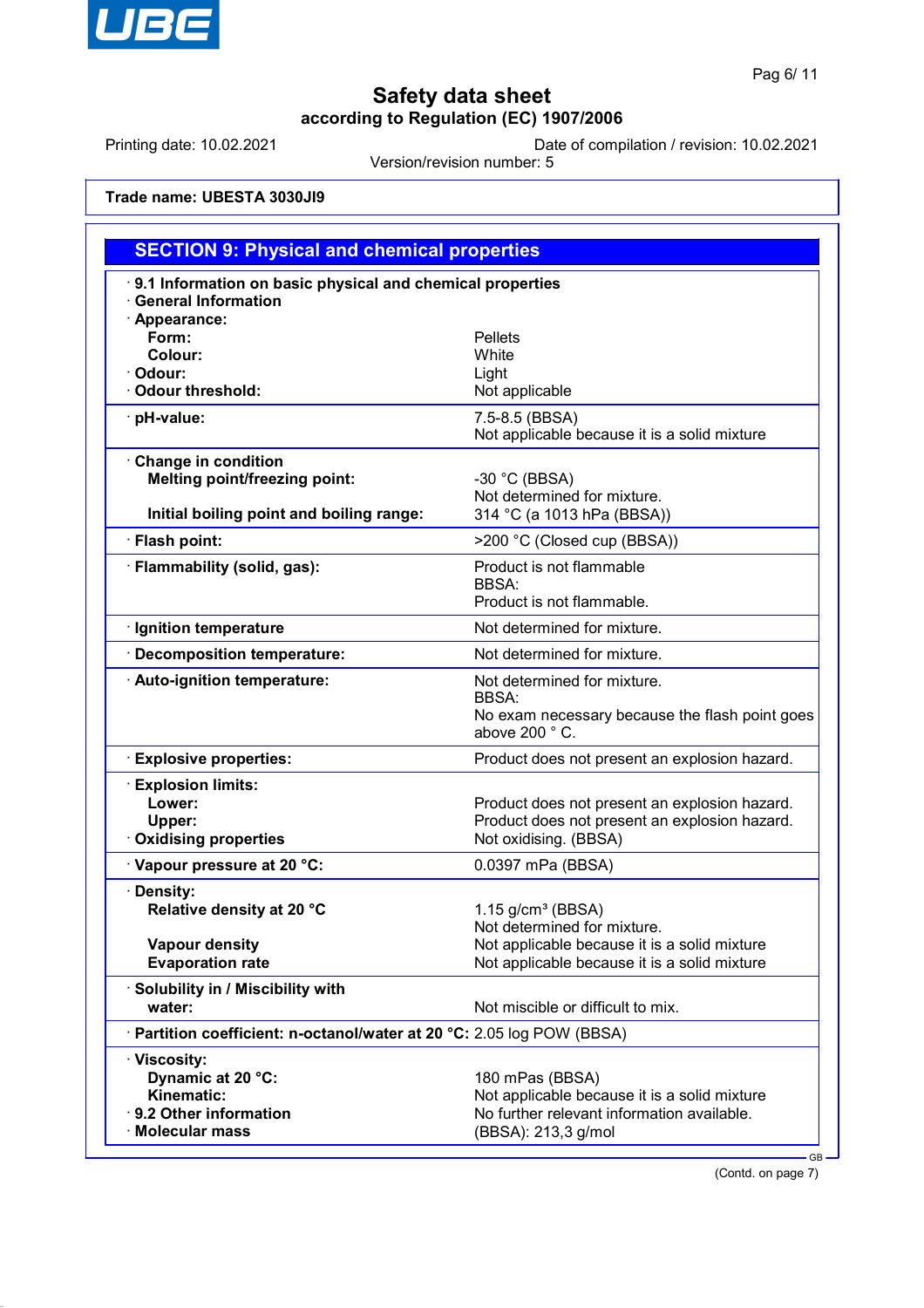**Safety data sheet**
**according to Regulation (EC) 1907/2006**

Printing date: 10.02.2021 Date of compilation / revision: 10.02.2021
Version/revision number: 5

**Trade name: UBESTA 3030JI9**

## SECTION 9: Physical and chemical properties

| | |
|---|---|
| · **9.1 Information on basic physical and chemical properties** | |
| · **General Information** | |
| · **Appearance:** | |
| **Form:** | Pellets |
| **Colour:** | White |
| · **Odour:** | Light |
| · **Odour threshold:** | Not applicable |
| · **pH-value:** | 7.5-8.5 (BBSA)<br>Not applicable because it is a solid mixture |
| · **Change in condition** | |
| **Melting point/freezing point:** | -30 °C (BBSA)<br>Not determined for mixture. |
| **Initial boiling point and boiling range:** | 314 °C (a 1013 hPa (BBSA)) |
| · **Flash point:** | >200 °C (Closed cup (BBSA)) |
| · **Flammability (solid, gas):** | Product is not flammable<br>BBSA:<br>Product is not flammable. |
| · **Ignition temperature** | Not determined for mixture. |
| · **Decomposition temperature:** | Not determined for mixture. |
| · **Auto-ignition temperature:** | Not determined for mixture.<br>BBSA:<br>No exam necessary because the flash point goes above 200 ° C. |
| · **Explosive properties:** | Product does not present an explosion hazard. |
| · **Explosion limits:** | |
| **Lower:** | Product does not present an explosion hazard. |
| **Upper:** | Product does not present an explosion hazard. |
| · **Oxidising properties** | Not oxidising. (BBSA) |
| · **Vapour pressure at 20 °C:** | 0.0397 mPa (BBSA) |
| · **Density:** | |
| **Relative density at 20 °C** | 1.15 g/cm³ (BBSA)<br>Not determined for mixture. |
| **Vapour density** | Not applicable because it is a solid mixture |
| **Evaporation rate** | Not applicable because it is a solid mixture |
| · **Solubility in / Miscibility with** | |
| **water:** | Not miscible or difficult to mix. |
| · **Partition coefficient: n-octanol/water at 20 °C:** | 2.05 log POW (BBSA) |
| · **Viscosity:** | |
| **Dynamic at 20 °C:** | 180 mPas (BBSA) |
| **Kinematic:** | Not applicable because it is a solid mixture |
| · **9.2 Other information** | No further relevant information available. |
| · **Molecular mass** | (BBSA): 213,3 g/mol |

(Contd. on page 7)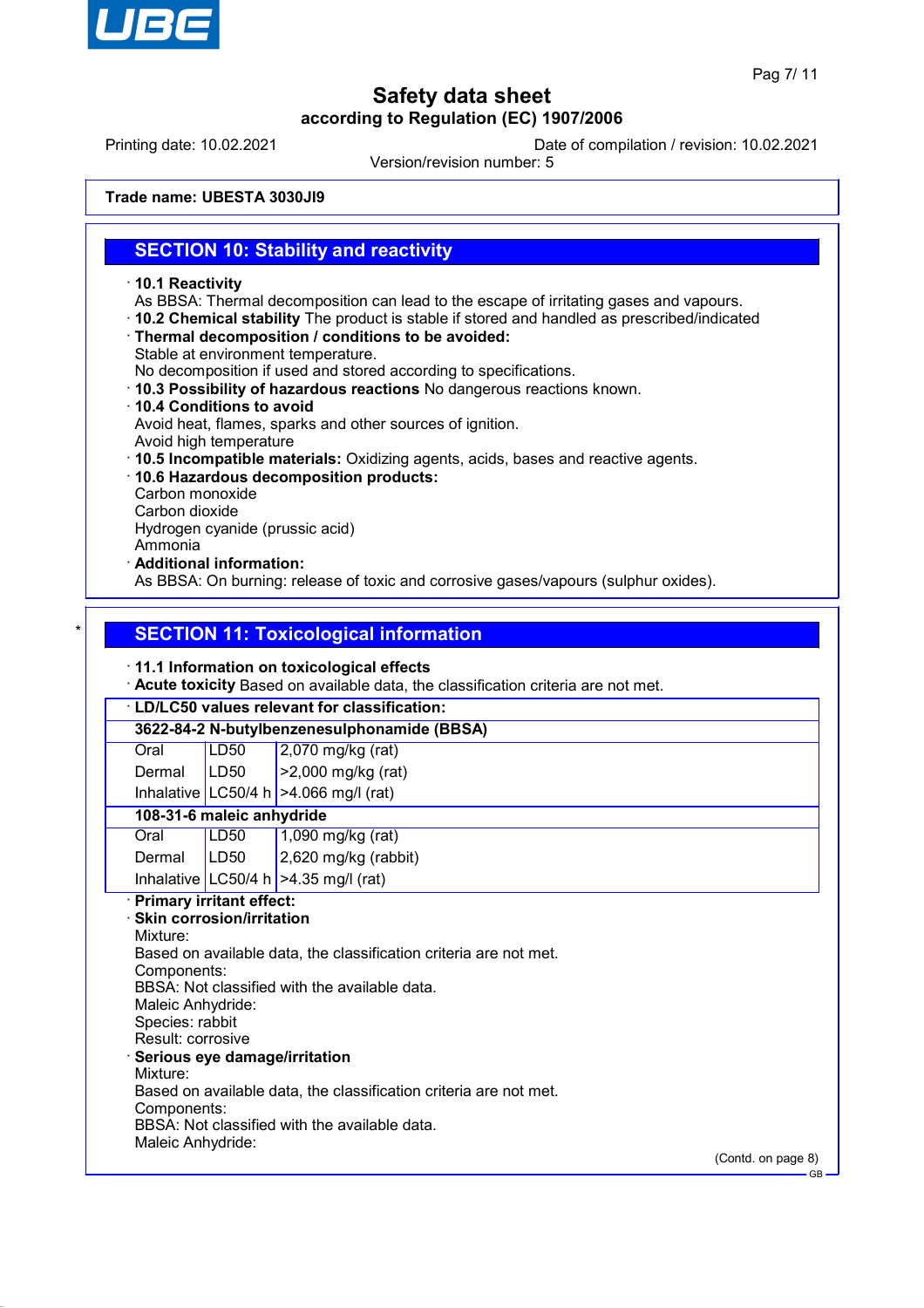**Trade name: UBESTA 3030JI9**

## SECTION 10: Stability and reactivity

· **10.1 Reactivity**
As BBSA: Thermal decomposition can lead to the escape of irritating gases and vapours.
· **10.2 Chemical stability** The product is stable if stored and handled as prescribed/indicated
· **Thermal decomposition / conditions to be avoided:**
Stable at environment temperature.
No decomposition if used and stored according to specifications.
· **10.3 Possibility of hazardous reactions** No dangerous reactions known.
· **10.4 Conditions to avoid**
Avoid heat, flames, sparks and other sources of ignition.
Avoid high temperature
· **10.5 Incompatible materials:** Oxidizing agents, acids, bases and reactive agents.
· **10.6 Hazardous decomposition products:**
Carbon monoxide
Carbon dioxide
Hydrogen cyanide (prussic acid)
Ammonia
· **Additional information:**
As BBSA: On burning: release of toxic and corrosive gases/vapours (sulphur oxides).

## SECTION 11: Toxicological information

· **11.1 Information on toxicological effects**
· **Acute toxicity** Based on available data, the classification criteria are not met.

| · LD/LC50 values relevant for classification: | | |
|---|---|---|
| **3622-84-2 N-butylbenzenesulphonamide (BBSA)** | | |
| Oral | LD50 | 2,070 mg/kg (rat) |
| Dermal | LD50 | >2,000 mg/kg (rat) |
| Inhalative | LC50/4 h | >4.066 mg/l (rat) |
| **108-31-6 maleic anhydride** | | |
| Oral | LD50 | 1,090 mg/kg (rat) |
| Dermal | LD50 | 2,620 mg/kg (rabbit) |
| Inhalative | LC50/4 h | >4.35 mg/l (rat) |

· **Primary irritant effect:**
· **Skin corrosion/irritation**
Mixture:
Based on available data, the classification criteria are not met.
Components:
BBSA: Not classified with the available data.
Maleic Anhydride:
Species: rabbit
Result: corrosive
· **Serious eye damage/irritation**
Mixture:
Based on available data, the classification criteria are not met.
Components:
BBSA: Not classified with the available data.
Maleic Anhydride:

(Contd. on page 8)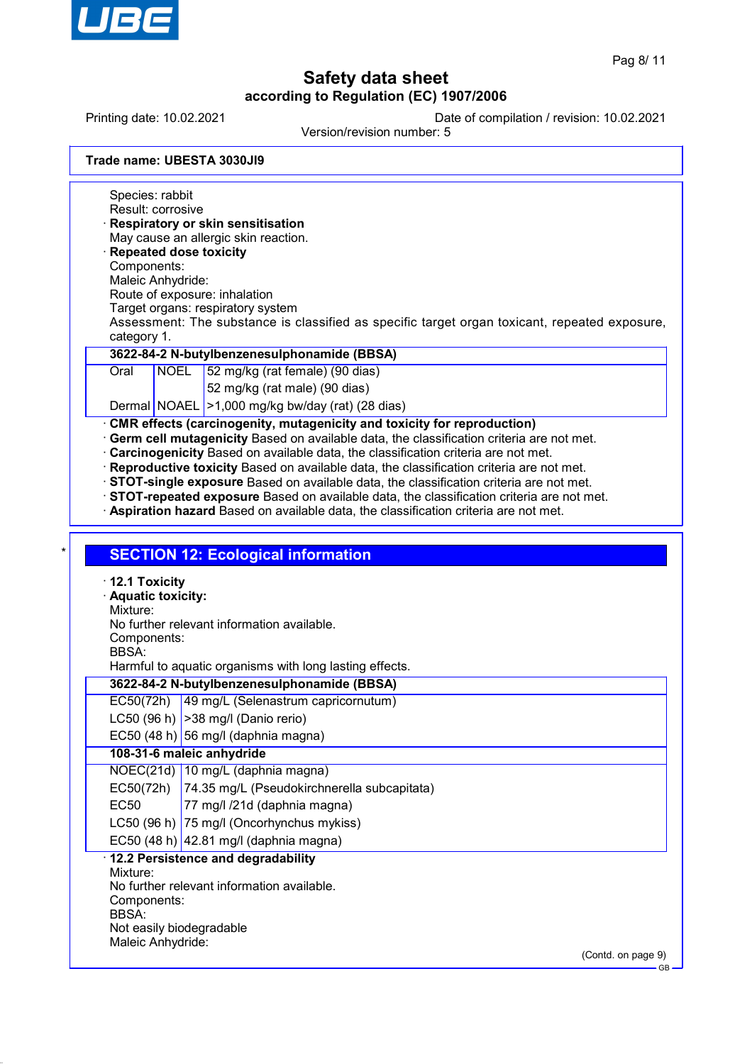**Trade name: UBESTA 3030JI9**

Species: rabbit
Result: corrosive

· **Respiratory or skin sensitisation**
May cause an allergic skin reaction.

· **Repeated dose toxicity**
Components:
Maleic Anhydride:
Route of exposure: inhalation
Target organs: respiratory system
Assessment: The substance is classified as specific target organ toxicant, repeated exposure, category 1.

| **3622-84-2 N-butylbenzenesulphonamide (BBSA)** | | |
|---|---|---|
| Oral | NOEL | 52 mg/kg (rat female) (90 dias) |
| | | 52 mg/kg (rat male) (90 dias) |
| Dermal | NOAEL | >1,000 mg/kg bw/day (rat) (28 dias) |

· **CMR effects (carcinogenity, mutagenicity and toxicity for reproduction)**
· **Germ cell mutagenicity** Based on available data, the classification criteria are not met.
· **Carcinogenicity** Based on available data, the classification criteria are not met.
· **Reproductive toxicity** Based on available data, the classification criteria are not met.
· **STOT-single exposure** Based on available data, the classification criteria are not met.
· **STOT-repeated exposure** Based on available data, the classification criteria are not met.
· **Aspiration hazard** Based on available data, the classification criteria are not met.

## SECTION 12: Ecological information

· **12.1 Toxicity**
· **Aquatic toxicity:**
Mixture:
No further relevant information available.
Components:
BBSA:
Harmful to aquatic organisms with long lasting effects.

| **3622-84-2 N-butylbenzenesulphonamide (BBSA)** | |
|---|---|
| EC50(72h) | 49 mg/L (Selenastrum capricornutum) |
| LC50 (96 h) | >38 mg/l (Danio rerio) |
| EC50 (48 h) | 56 mg/l (daphnia magna) |
| **108-31-6 maleic anhydride** | |
| NOEC(21d) | 10 mg/L (daphnia magna) |
| EC50(72h) | 74.35 mg/L (Pseudokirchnerella subcapitata) |
| EC50 | 77 mg/l /21d (daphnia magna) |
| LC50 (96 h) | 75 mg/l (Oncorhynchus mykiss) |
| EC50 (48 h) | 42.81 mg/l (daphnia magna) |

· **12.2 Persistence and degradability**
Mixture:
No further relevant information available.
Components:
BBSA:
Not easily biodegradable
Maleic Anhydride:

(Contd. on page 9)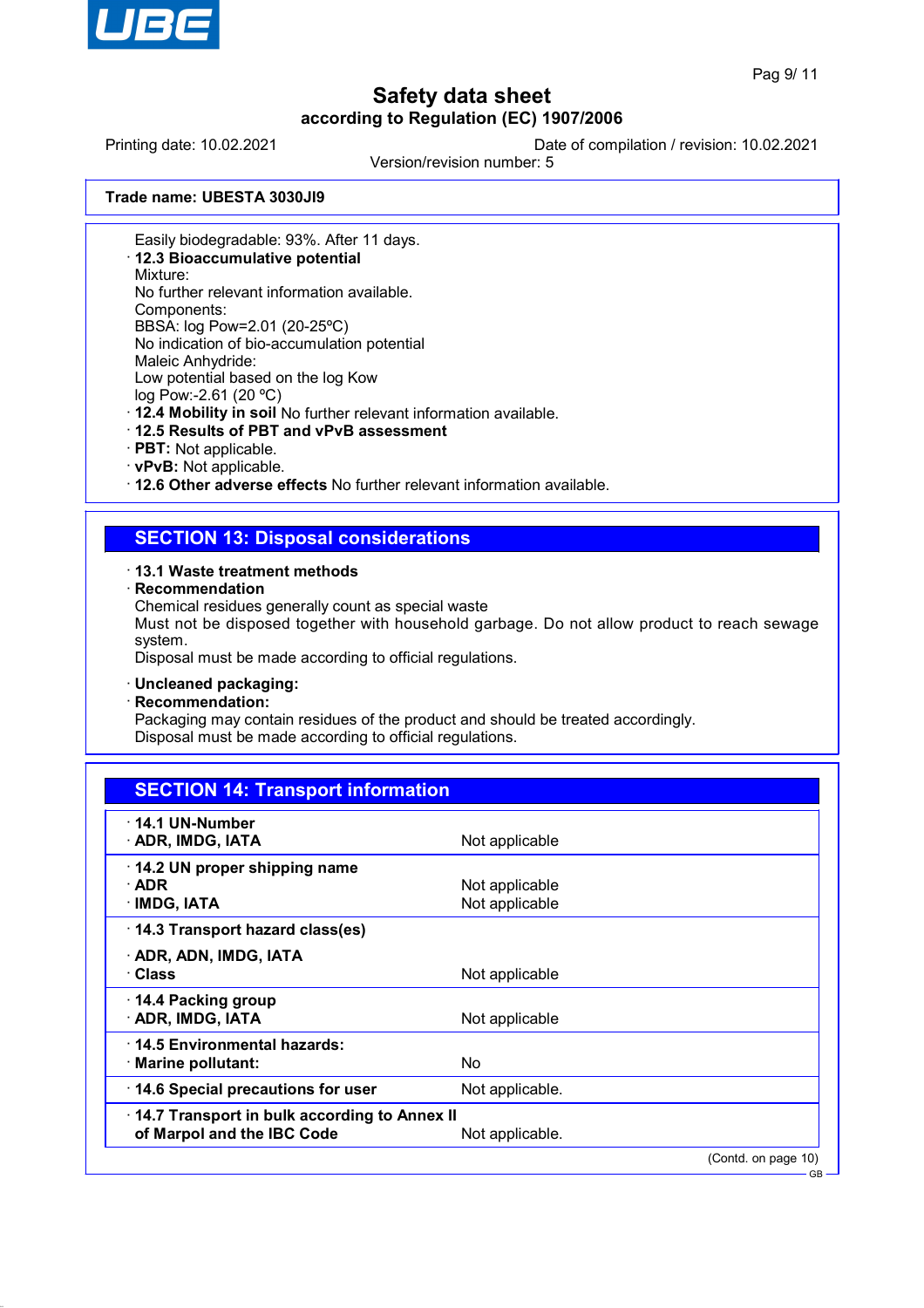Trade name: UBESTA 3030JI9

Easily biodegradable: 93%. After 11 days.

· **12.3 Bioaccumulative potential**
Mixture:
No further relevant information available.
Components:
BBSA: log Pow=2.01 (20-25ºC)
No indication of bio-accumulation potential
Maleic Anhydride:
Low potential based on the log Kow
log Pow:-2.61 (20 ºC)

· **12.4 Mobility in soil** No further relevant information available.
· **12.5 Results of PBT and vPvB assessment**
· **PBT:** Not applicable.
· **vPvB:** Not applicable.
· **12.6 Other adverse effects** No further relevant information available.

## SECTION 13: Disposal considerations

· **13.1 Waste treatment methods**
· **Recommendation**
Chemical residues generally count as special waste
Must not be disposed together with household garbage. Do not allow product to reach sewage system.
Disposal must be made according to official regulations.

· **Uncleaned packaging:**
· **Recommendation:**
Packaging may contain residues of the product and should be treated accordingly.
Disposal must be made according to official regulations.

## SECTION 14: Transport information

| | |
|---|---|
| · **14.1 UN-Number** | |
| · **ADR, IMDG, IATA** | Not applicable |
| · **14.2 UN proper shipping name** | |
| · **ADR** | Not applicable |
| · **IMDG, IATA** | Not applicable |
| · **14.3 Transport hazard class(es)** | |
| · **ADR, ADN, IMDG, IATA** | |
| · **Class** | Not applicable |
| · **14.4 Packing group** | |
| · **ADR, IMDG, IATA** | Not applicable |
| · **14.5 Environmental hazards:** | |
| · **Marine pollutant:** | No |
| · **14.6 Special precautions for user** | Not applicable. |
| · **14.7 Transport in bulk according to Annex II of Marpol and the IBC Code** | Not applicable. |

(Contd. on page 10)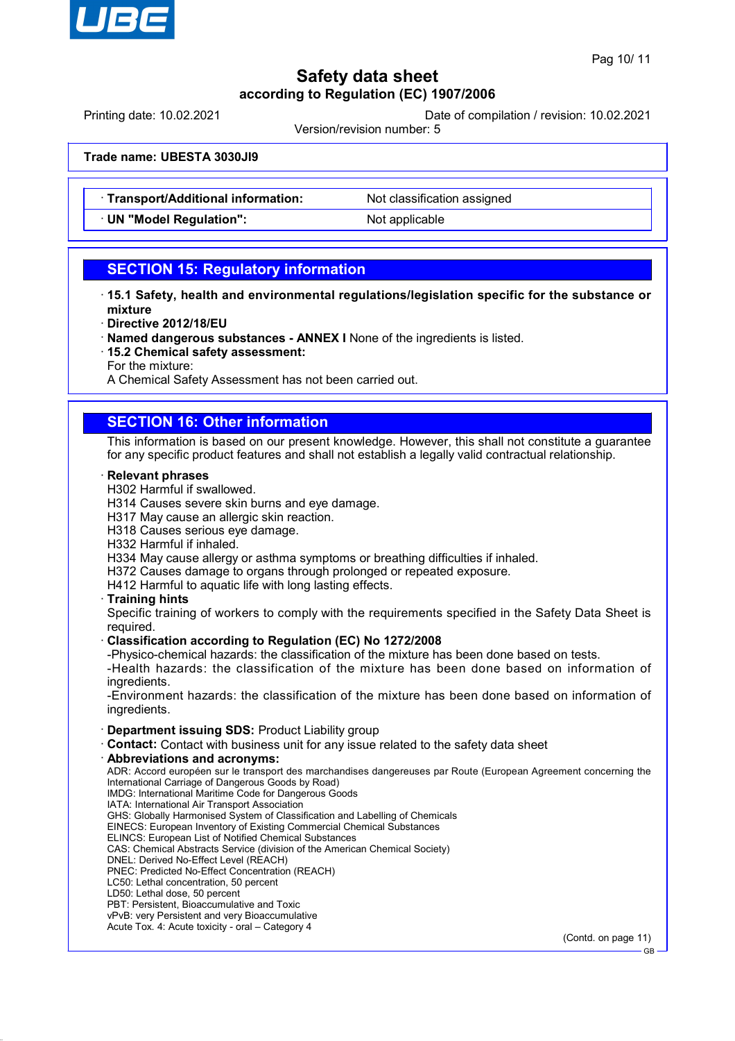# Safety data sheet

## according to Regulation (EC) 1907/2006

Printing date: 10.02.2021 | Date of compilation / revision: 10.02.2021

Version/revision number: 5

**Trade name: UBESTA 3030JI9**

| | |
|---|---|
| · **Transport/Additional information:** | Not classification assigned |
| · **UN "Model Regulation":** | Not applicable |

## SECTION 15: Regulatory information

· **15.1 Safety, health and environmental regulations/legislation specific for the substance or mixture**

· **Directive 2012/18/EU**

· **Named dangerous substances - ANNEX I** None of the ingredients is listed.

· **15.2 Chemical safety assessment:**

For the mixture:

A Chemical Safety Assessment has not been carried out.

## SECTION 16: Other information

This information is based on our present knowledge. However, this shall not constitute a guarantee for any specific product features and shall not establish a legally valid contractual relationship.

· **Relevant phrases**

H302 Harmful if swallowed.
H314 Causes severe skin burns and eye damage.
H317 May cause an allergic skin reaction.
H318 Causes serious eye damage.
H332 Harmful if inhaled.
H334 May cause allergy or asthma symptoms or breathing difficulties if inhaled.
H372 Causes damage to organs through prolonged or repeated exposure.
H412 Harmful to aquatic life with long lasting effects.

· **Training hints**

Specific training of workers to comply with the requirements specified in the Safety Data Sheet is required.

· **Classification according to Regulation (EC) No 1272/2008**

-Physico-chemical hazards: the classification of the mixture has been done based on tests.
-Health hazards: the classification of the mixture has been done based on information of ingredients.
-Environment hazards: the classification of the mixture has been done based on information of ingredients.

· **Department issuing SDS:** Product Liability group

· **Contact:** Contact with business unit for any issue related to the safety data sheet

· **Abbreviations and acronyms:**

ADR: Accord européen sur le transport des marchandises dangereuses par Route (European Agreement concerning the International Carriage of Dangerous Goods by Road)
IMDG: International Maritime Code for Dangerous Goods
IATA: International Air Transport Association
GHS: Globally Harmonised System of Classification and Labelling of Chemicals
EINECS: European Inventory of Existing Commercial Chemical Substances
ELINCS: European List of Notified Chemical Substances
CAS: Chemical Abstracts Service (division of the American Chemical Society)
DNEL: Derived No-Effect Level (REACH)
PNEC: Predicted No-Effect Concentration (REACH)
LC50: Lethal concentration, 50 percent
LD50: Lethal dose, 50 percent
PBT: Persistent, Bioaccumulative and Toxic
vPvB: very Persistent and very Bioaccumulative
Acute Tox. 4: Acute toxicity - oral – Category 4

(Contd. on page 11)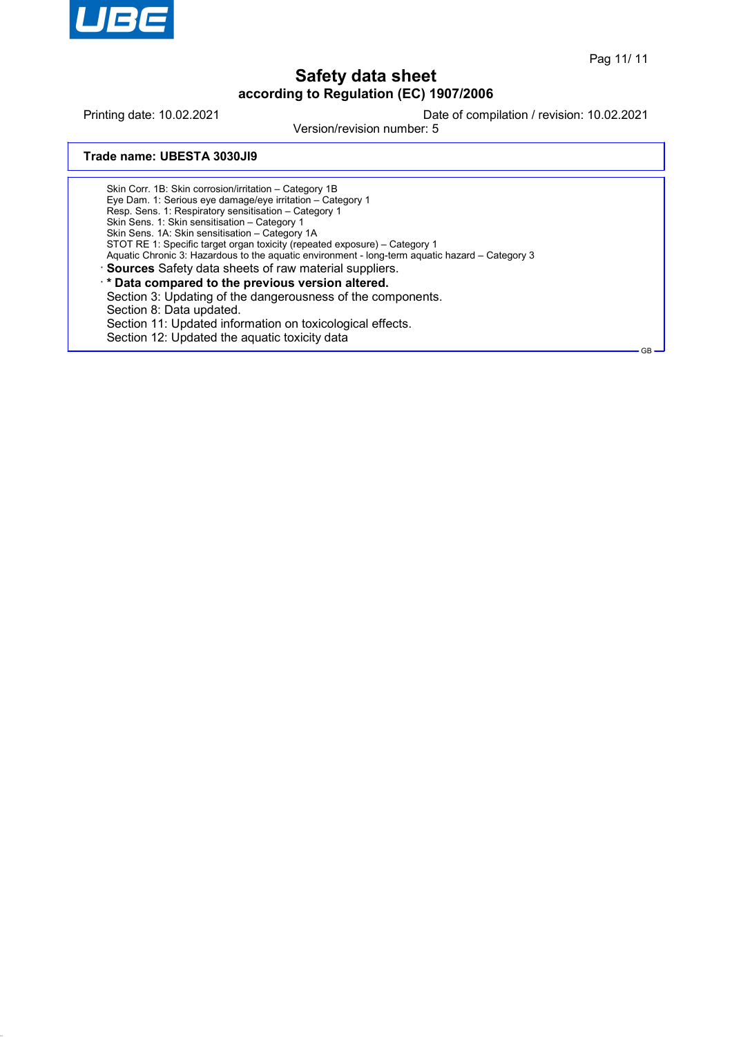**Trade name: UBESTA 3030JI9**

Skin Corr. 1B: Skin corrosion/irritation – Category 1B
Eye Dam. 1: Serious eye damage/eye irritation – Category 1
Resp. Sens. 1: Respiratory sensitisation – Category 1
Skin Sens. 1: Skin sensitisation – Category 1
Skin Sens. 1A: Skin sensitisation – Category 1A
STOT RE 1: Specific target organ toxicity (repeated exposure) – Category 1
Aquatic Chronic 3: Hazardous to the aquatic environment - long-term aquatic hazard – Category 3

· **Sources** Safety data sheets of raw material suppliers.

· **\* Data compared to the previous version altered.**
Section 3: Updating of the dangerousness of the components.
Section 8: Data updated.
Section 11: Updated information on toxicological effects.
Section 12: Updated the aquatic toxicity data

GB